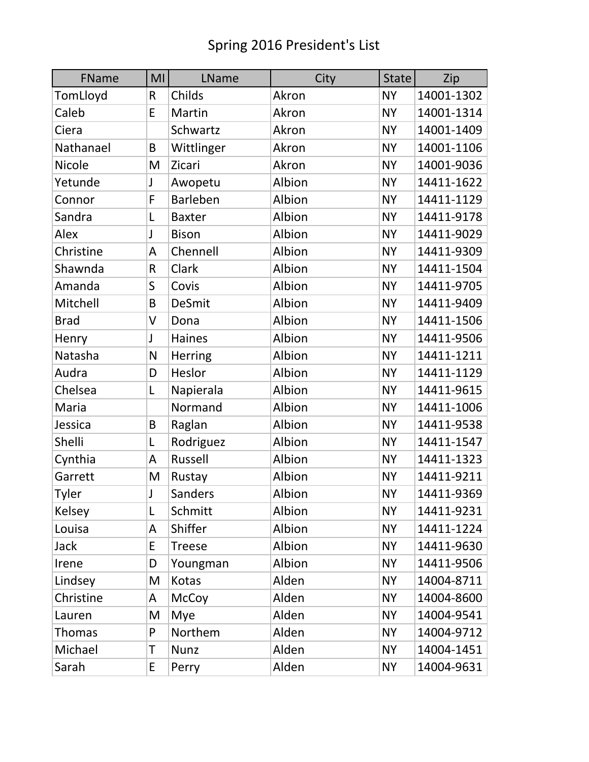# Spring 2016 President's List

| FName | MI | LName | City | State | Zip |
|---|---|---|---|---|---|
| TomLloyd | R | Childs | Akron | NY | 14001-1302 |
| Caleb | E | Martin | Akron | NY | 14001-1314 |
| Ciera | | Schwartz | Akron | NY | 14001-1409 |
| Nathanael | B | Wittlinger | Akron | NY | 14001-1106 |
| Nicole | M | Zicari | Akron | NY | 14001-9036 |
| Yetunde | J | Awopetu | Albion | NY | 14411-1622 |
| Connor | F | Barleben | Albion | NY | 14411-1129 |
| Sandra | L | Baxter | Albion | NY | 14411-9178 |
| Alex | J | Bison | Albion | NY | 14411-9029 |
| Christine | A | Chennell | Albion | NY | 14411-9309 |
| Shawnda | R | Clark | Albion | NY | 14411-1504 |
| Amanda | S | Covis | Albion | NY | 14411-9705 |
| Mitchell | B | DeSmit | Albion | NY | 14411-9409 |
| Brad | V | Dona | Albion | NY | 14411-1506 |
| Henry | J | Haines | Albion | NY | 14411-9506 |
| Natasha | N | Herring | Albion | NY | 14411-1211 |
| Audra | D | Heslor | Albion | NY | 14411-1129 |
| Chelsea | L | Napierala | Albion | NY | 14411-9615 |
| Maria | | Normand | Albion | NY | 14411-1006 |
| Jessica | B | Raglan | Albion | NY | 14411-9538 |
| Shelli | L | Rodriguez | Albion | NY | 14411-1547 |
| Cynthia | A | Russell | Albion | NY | 14411-1323 |
| Garrett | M | Rustay | Albion | NY | 14411-9211 |
| Tyler | J | Sanders | Albion | NY | 14411-9369 |
| Kelsey | L | Schmitt | Albion | NY | 14411-9231 |
| Louisa | A | Shiffer | Albion | NY | 14411-1224 |
| Jack | E | Treese | Albion | NY | 14411-9630 |
| Irene | D | Youngman | Albion | NY | 14411-9506 |
| Lindsey | M | Kotas | Alden | NY | 14004-8711 |
| Christine | A | McCoy | Alden | NY | 14004-8600 |
| Lauren | M | Mye | Alden | NY | 14004-9541 |
| Thomas | P | Northem | Alden | NY | 14004-9712 |
| Michael | T | Nunz | Alden | NY | 14004-1451 |
| Sarah | E | Perry | Alden | NY | 14004-9631 |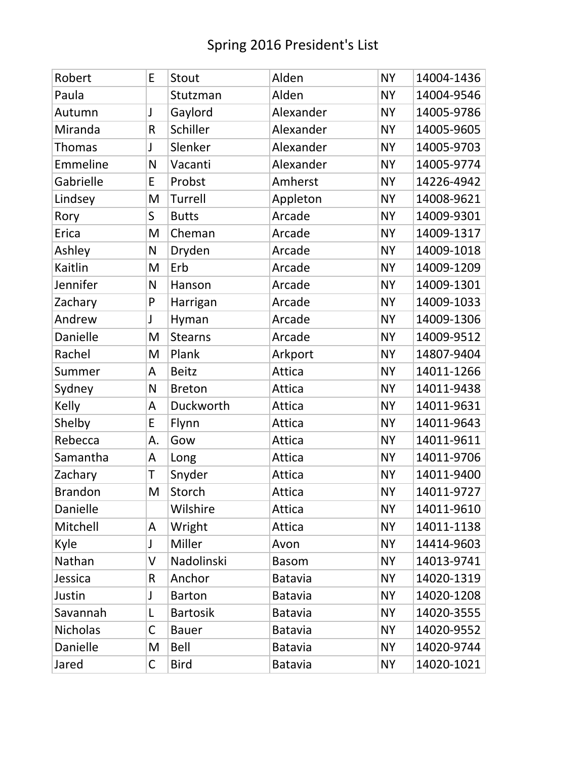# Spring 2016 President's List

| | | | | | |
|---|---|---|---|---|---|
| Robert | E | Stout | Alden | NY | 14004-1436 |
| Paula | | Stutzman | Alden | NY | 14004-9546 |
| Autumn | J | Gaylord | Alexander | NY | 14005-9786 |
| Miranda | R | Schiller | Alexander | NY | 14005-9605 |
| Thomas | J | Slenker | Alexander | NY | 14005-9703 |
| Emmeline | N | Vacanti | Alexander | NY | 14005-9774 |
| Gabrielle | E | Probst | Amherst | NY | 14226-4942 |
| Lindsey | M | Turrell | Appleton | NY | 14008-9621 |
| Rory | S | Butts | Arcade | NY | 14009-9301 |
| Erica | M | Cheman | Arcade | NY | 14009-1317 |
| Ashley | N | Dryden | Arcade | NY | 14009-1018 |
| Kaitlin | M | Erb | Arcade | NY | 14009-1209 |
| Jennifer | N | Hanson | Arcade | NY | 14009-1301 |
| Zachary | P | Harrigan | Arcade | NY | 14009-1033 |
| Andrew | J | Hyman | Arcade | NY | 14009-1306 |
| Danielle | M | Stearns | Arcade | NY | 14009-9512 |
| Rachel | M | Plank | Arkport | NY | 14807-9404 |
| Summer | A | Beitz | Attica | NY | 14011-1266 |
| Sydney | N | Breton | Attica | NY | 14011-9438 |
| Kelly | A | Duckworth | Attica | NY | 14011-9631 |
| Shelby | E | Flynn | Attica | NY | 14011-9643 |
| Rebecca | A. | Gow | Attica | NY | 14011-9611 |
| Samantha | A | Long | Attica | NY | 14011-9706 |
| Zachary | T | Snyder | Attica | NY | 14011-9400 |
| Brandon | M | Storch | Attica | NY | 14011-9727 |
| Danielle | | Wilshire | Attica | NY | 14011-9610 |
| Mitchell | A | Wright | Attica | NY | 14011-1138 |
| Kyle | J | Miller | Avon | NY | 14414-9603 |
| Nathan | V | Nadolinski | Basom | NY | 14013-9741 |
| Jessica | R | Anchor | Batavia | NY | 14020-1319 |
| Justin | J | Barton | Batavia | NY | 14020-1208 |
| Savannah | L | Bartosik | Batavia | NY | 14020-3555 |
| Nicholas | C | Bauer | Batavia | NY | 14020-9552 |
| Danielle | M | Bell | Batavia | NY | 14020-9744 |
| Jared | C | Bird | Batavia | NY | 14020-1021 |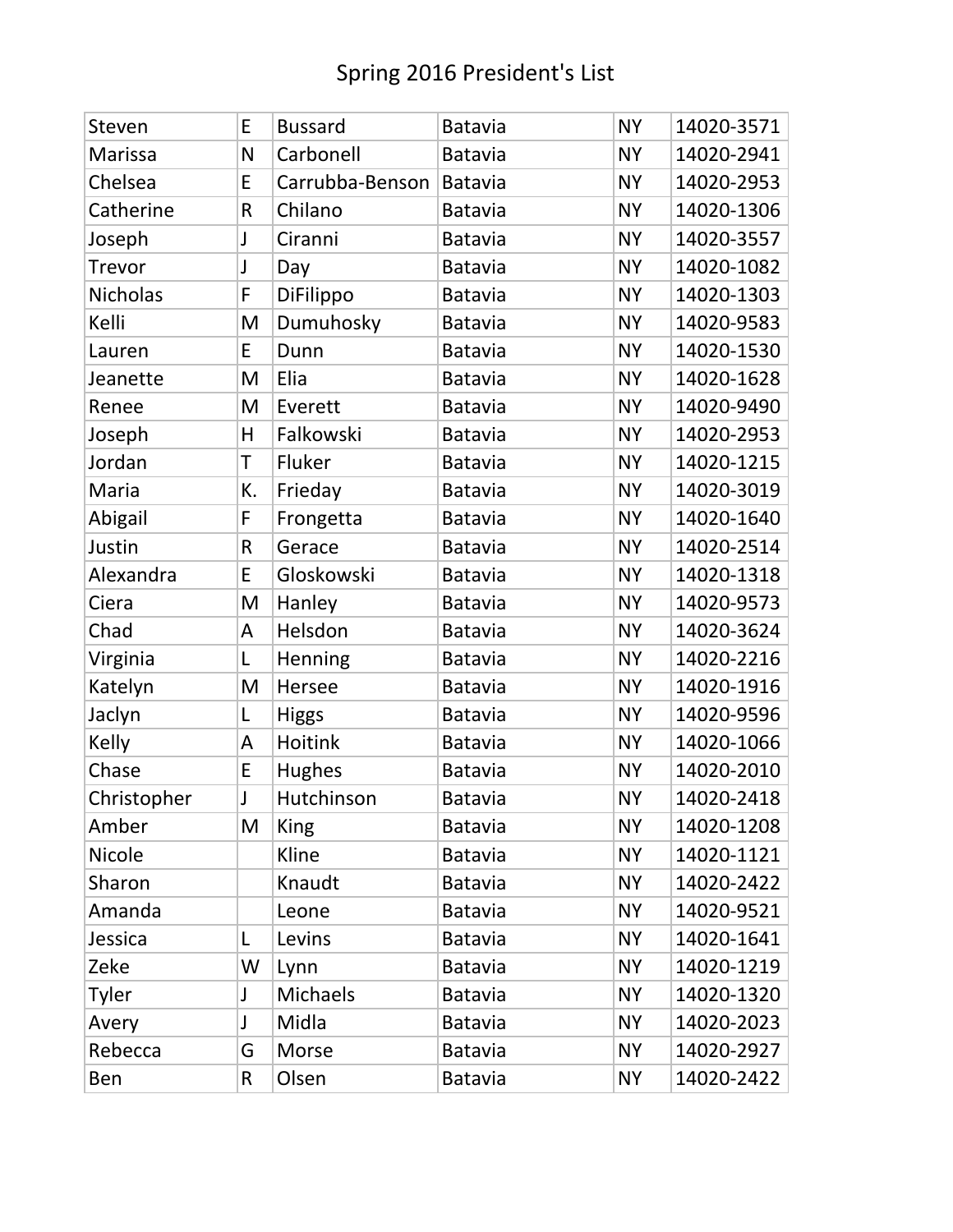# Spring 2016 President's List

| | | | | | |
|---|---|---|---|---|---|
| Steven | E | Bussard | Batavia | NY | 14020-3571 |
| Marissa | N | Carbonell | Batavia | NY | 14020-2941 |
| Chelsea | E | Carrubba-Benson | Batavia | NY | 14020-2953 |
| Catherine | R | Chilano | Batavia | NY | 14020-1306 |
| Joseph | J | Ciranni | Batavia | NY | 14020-3557 |
| Trevor | J | Day | Batavia | NY | 14020-1082 |
| Nicholas | F | DiFilippo | Batavia | NY | 14020-1303 |
| Kelli | M | Dumuhosky | Batavia | NY | 14020-9583 |
| Lauren | E | Dunn | Batavia | NY | 14020-1530 |
| Jeanette | M | Elia | Batavia | NY | 14020-1628 |
| Renee | M | Everett | Batavia | NY | 14020-9490 |
| Joseph | H | Falkowski | Batavia | NY | 14020-2953 |
| Jordan | T | Fluker | Batavia | NY | 14020-1215 |
| Maria | K. | Frieday | Batavia | NY | 14020-3019 |
| Abigail | F | Frongetta | Batavia | NY | 14020-1640 |
| Justin | R | Gerace | Batavia | NY | 14020-2514 |
| Alexandra | E | Gloskowski | Batavia | NY | 14020-1318 |
| Ciera | M | Hanley | Batavia | NY | 14020-9573 |
| Chad | A | Helsdon | Batavia | NY | 14020-3624 |
| Virginia | L | Henning | Batavia | NY | 14020-2216 |
| Katelyn | M | Hersee | Batavia | NY | 14020-1916 |
| Jaclyn | L | Higgs | Batavia | NY | 14020-9596 |
| Kelly | A | Hoitink | Batavia | NY | 14020-1066 |
| Chase | E | Hughes | Batavia | NY | 14020-2010 |
| Christopher | J | Hutchinson | Batavia | NY | 14020-2418 |
| Amber | M | King | Batavia | NY | 14020-1208 |
| Nicole | | Kline | Batavia | NY | 14020-1121 |
| Sharon | | Knaudt | Batavia | NY | 14020-2422 |
| Amanda | | Leone | Batavia | NY | 14020-9521 |
| Jessica | L | Levins | Batavia | NY | 14020-1641 |
| Zeke | W | Lynn | Batavia | NY | 14020-1219 |
| Tyler | J | Michaels | Batavia | NY | 14020-1320 |
| Avery | J | Midla | Batavia | NY | 14020-2023 |
| Rebecca | G | Morse | Batavia | NY | 14020-2927 |
| Ben | R | Olsen | Batavia | NY | 14020-2422 |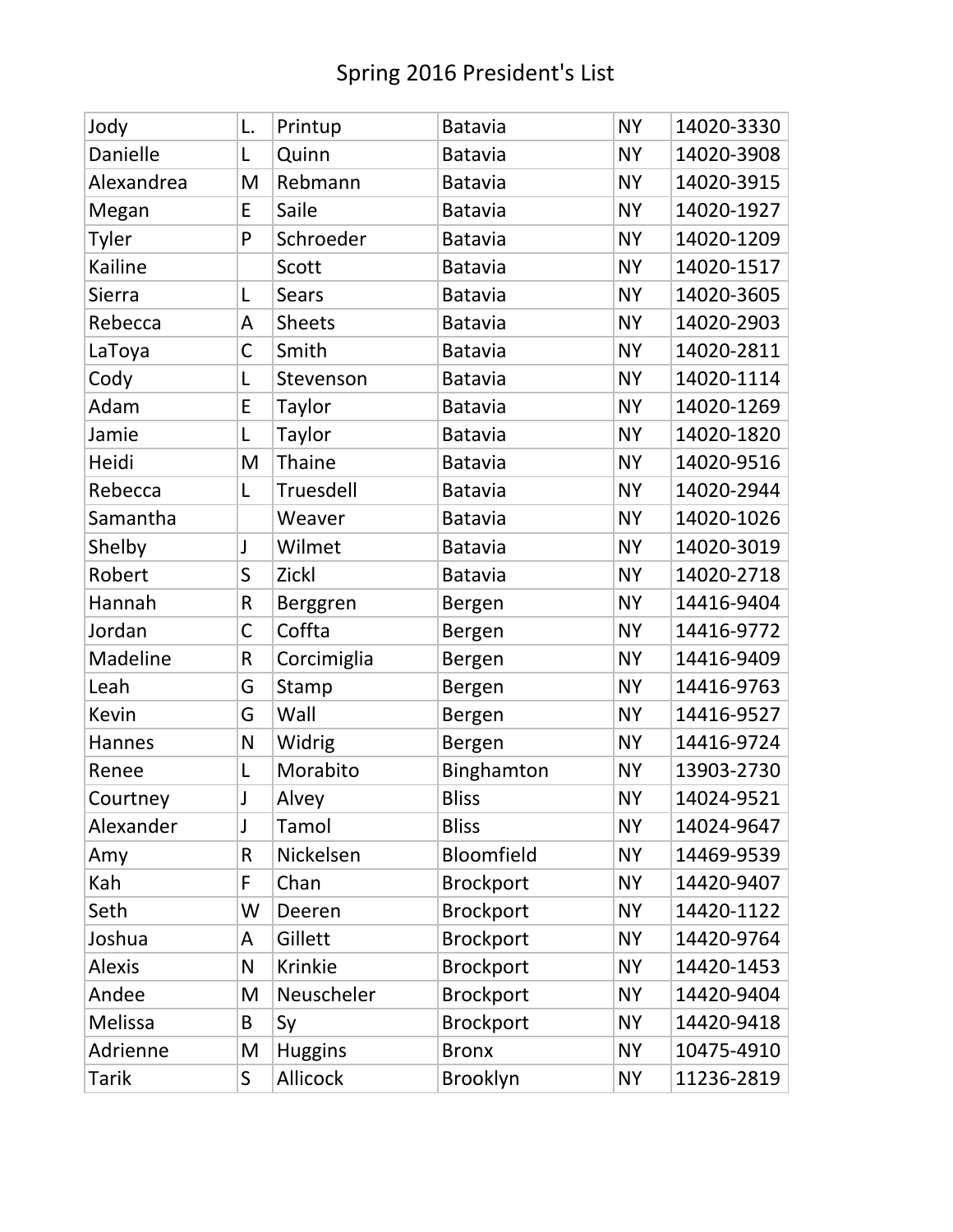# Spring 2016 President's List

| | | | | | |
|---|---|---|---|---|---|
| Jody | L. | Printup | Batavia | NY | 14020-3330 |
| Danielle | L | Quinn | Batavia | NY | 14020-3908 |
| Alexandrea | M | Rebmann | Batavia | NY | 14020-3915 |
| Megan | E | Saile | Batavia | NY | 14020-1927 |
| Tyler | P | Schroeder | Batavia | NY | 14020-1209 |
| Kailine | | Scott | Batavia | NY | 14020-1517 |
| Sierra | L | Sears | Batavia | NY | 14020-3605 |
| Rebecca | A | Sheets | Batavia | NY | 14020-2903 |
| LaToya | C | Smith | Batavia | NY | 14020-2811 |
| Cody | L | Stevenson | Batavia | NY | 14020-1114 |
| Adam | E | Taylor | Batavia | NY | 14020-1269 |
| Jamie | L | Taylor | Batavia | NY | 14020-1820 |
| Heidi | M | Thaine | Batavia | NY | 14020-9516 |
| Rebecca | L | Truesdell | Batavia | NY | 14020-2944 |
| Samantha | | Weaver | Batavia | NY | 14020-1026 |
| Shelby | J | Wilmet | Batavia | NY | 14020-3019 |
| Robert | S | Zickl | Batavia | NY | 14020-2718 |
| Hannah | R | Berggren | Bergen | NY | 14416-9404 |
| Jordan | C | Coffta | Bergen | NY | 14416-9772 |
| Madeline | R | Corcimiglia | Bergen | NY | 14416-9409 |
| Leah | G | Stamp | Bergen | NY | 14416-9763 |
| Kevin | G | Wall | Bergen | NY | 14416-9527 |
| Hannes | N | Widrig | Bergen | NY | 14416-9724 |
| Renee | L | Morabito | Binghamton | NY | 13903-2730 |
| Courtney | J | Alvey | Bliss | NY | 14024-9521 |
| Alexander | J | Tamol | Bliss | NY | 14024-9647 |
| Amy | R | Nickelsen | Bloomfield | NY | 14469-9539 |
| Kah | F | Chan | Brockport | NY | 14420-9407 |
| Seth | W | Deeren | Brockport | NY | 14420-1122 |
| Joshua | A | Gillett | Brockport | NY | 14420-9764 |
| Alexis | N | Krinkie | Brockport | NY | 14420-1453 |
| Andee | M | Neuscheler | Brockport | NY | 14420-9404 |
| Melissa | B | Sy | Brockport | NY | 14420-9418 |
| Adrienne | M | Huggins | Bronx | NY | 10475-4910 |
| Tarik | S | Allicock | Brooklyn | NY | 11236-2819 |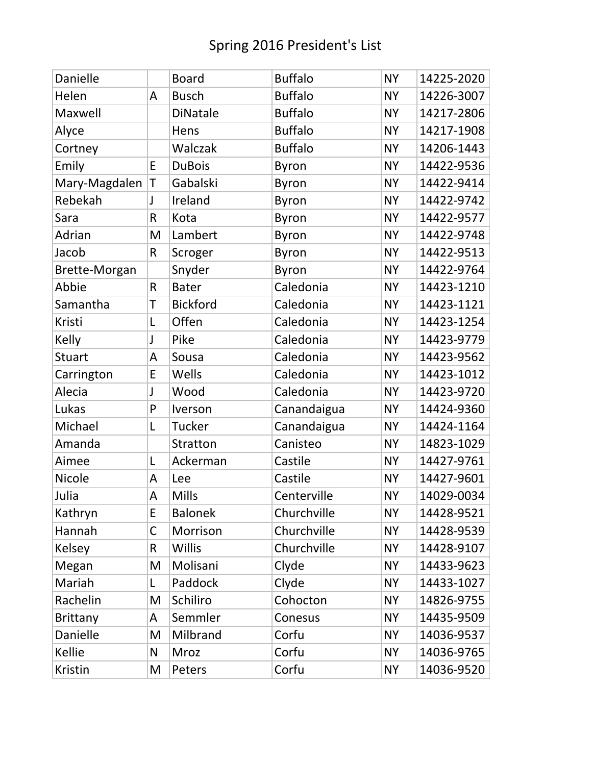# Spring 2016 President's List

| | | | | | |
|---|---|---|---|---|---|
| Danielle | | Board | Buffalo | NY | 14225-2020 |
| Helen | A | Busch | Buffalo | NY | 14226-3007 |
| Maxwell | | DiNatale | Buffalo | NY | 14217-2806 |
| Alyce | | Hens | Buffalo | NY | 14217-1908 |
| Cortney | | Walczak | Buffalo | NY | 14206-1443 |
| Emily | E | DuBois | Byron | NY | 14422-9536 |
| Mary-Magdalen | T | Gabalski | Byron | NY | 14422-9414 |
| Rebekah | J | Ireland | Byron | NY | 14422-9742 |
| Sara | R | Kota | Byron | NY | 14422-9577 |
| Adrian | M | Lambert | Byron | NY | 14422-9748 |
| Jacob | R | Scroger | Byron | NY | 14422-9513 |
| Brette-Morgan | | Snyder | Byron | NY | 14422-9764 |
| Abbie | R | Bater | Caledonia | NY | 14423-1210 |
| Samantha | T | Bickford | Caledonia | NY | 14423-1121 |
| Kristi | L | Offen | Caledonia | NY | 14423-1254 |
| Kelly | J | Pike | Caledonia | NY | 14423-9779 |
| Stuart | A | Sousa | Caledonia | NY | 14423-9562 |
| Carrington | E | Wells | Caledonia | NY | 14423-1012 |
| Alecia | J | Wood | Caledonia | NY | 14423-9720 |
| Lukas | P | Iverson | Canandaigua | NY | 14424-9360 |
| Michael | L | Tucker | Canandaigua | NY | 14424-1164 |
| Amanda | | Stratton | Canisteo | NY | 14823-1029 |
| Aimee | L | Ackerman | Castile | NY | 14427-9761 |
| Nicole | A | Lee | Castile | NY | 14427-9601 |
| Julia | A | Mills | Centerville | NY | 14029-0034 |
| Kathryn | E | Balonek | Churchville | NY | 14428-9521 |
| Hannah | C | Morrison | Churchville | NY | 14428-9539 |
| Kelsey | R | Willis | Churchville | NY | 14428-9107 |
| Megan | M | Molisani | Clyde | NY | 14433-9623 |
| Mariah | L | Paddock | Clyde | NY | 14433-1027 |
| Rachelin | M | Schiliro | Cohocton | NY | 14826-9755 |
| Brittany | A | Semmler | Conesus | NY | 14435-9509 |
| Danielle | M | Milbrand | Corfu | NY | 14036-9537 |
| Kellie | N | Mroz | Corfu | NY | 14036-9765 |
| Kristin | M | Peters | Corfu | NY | 14036-9520 |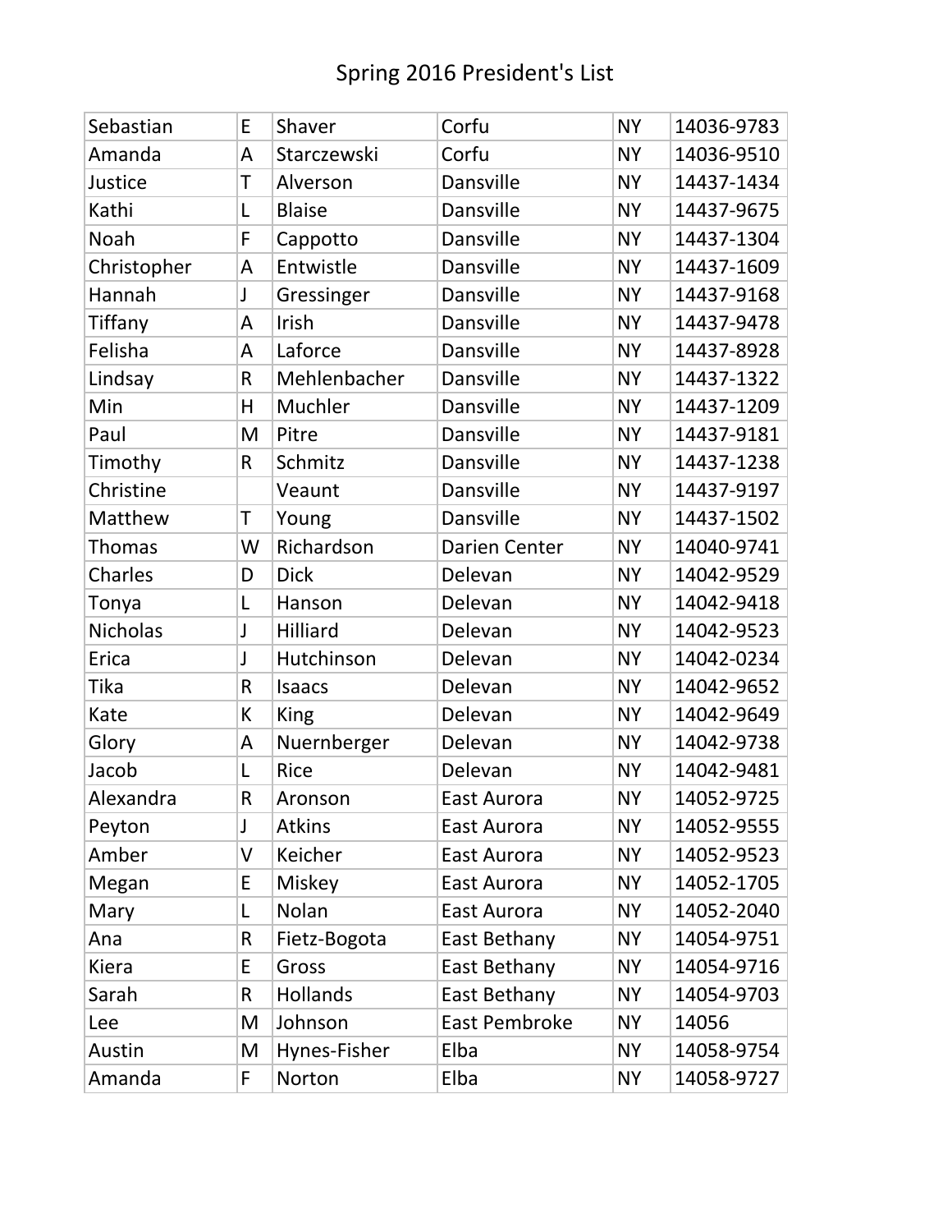# Spring 2016 President's List

| | | | | | |
|---|---|---|---|---|---|
| Sebastian | E | Shaver | Corfu | NY | 14036-9783 |
| Amanda | A | Starczewski | Corfu | NY | 14036-9510 |
| Justice | T | Alverson | Dansville | NY | 14437-1434 |
| Kathi | L | Blaise | Dansville | NY | 14437-9675 |
| Noah | F | Cappotto | Dansville | NY | 14437-1304 |
| Christopher | A | Entwistle | Dansville | NY | 14437-1609 |
| Hannah | J | Gressinger | Dansville | NY | 14437-9168 |
| Tiffany | A | Irish | Dansville | NY | 14437-9478 |
| Felisha | A | Laforce | Dansville | NY | 14437-8928 |
| Lindsay | R | Mehlenbacher | Dansville | NY | 14437-1322 |
| Min | H | Muchler | Dansville | NY | 14437-1209 |
| Paul | M | Pitre | Dansville | NY | 14437-9181 |
| Timothy | R | Schmitz | Dansville | NY | 14437-1238 |
| Christine | | Veaunt | Dansville | NY | 14437-9197 |
| Matthew | T | Young | Dansville | NY | 14437-1502 |
| Thomas | W | Richardson | Darien Center | NY | 14040-9741 |
| Charles | D | Dick | Delevan | NY | 14042-9529 |
| Tonya | L | Hanson | Delevan | NY | 14042-9418 |
| Nicholas | J | Hilliard | Delevan | NY | 14042-9523 |
| Erica | J | Hutchinson | Delevan | NY | 14042-0234 |
| Tika | R | Isaacs | Delevan | NY | 14042-9652 |
| Kate | K | King | Delevan | NY | 14042-9649 |
| Glory | A | Nuernberger | Delevan | NY | 14042-9738 |
| Jacob | L | Rice | Delevan | NY | 14042-9481 |
| Alexandra | R | Aronson | East Aurora | NY | 14052-9725 |
| Peyton | J | Atkins | East Aurora | NY | 14052-9555 |
| Amber | V | Keicher | East Aurora | NY | 14052-9523 |
| Megan | E | Miskey | East Aurora | NY | 14052-1705 |
| Mary | L | Nolan | East Aurora | NY | 14052-2040 |
| Ana | R | Fietz-Bogota | East Bethany | NY | 14054-9751 |
| Kiera | E | Gross | East Bethany | NY | 14054-9716 |
| Sarah | R | Hollands | East Bethany | NY | 14054-9703 |
| Lee | M | Johnson | East Pembroke | NY | 14056 |
| Austin | M | Hynes-Fisher | Elba | NY | 14058-9754 |
| Amanda | F | Norton | Elba | NY | 14058-9727 |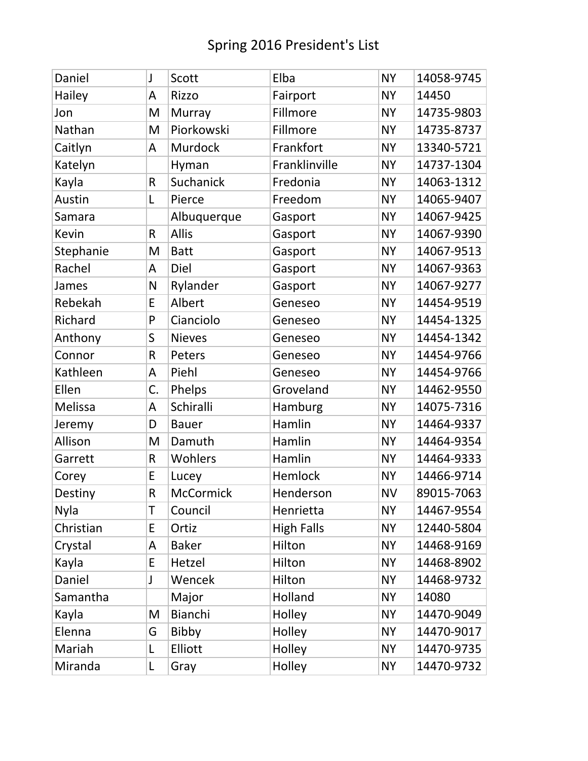# Spring 2016 President's List

| | | | | | |
|---|---|---|---|---|---|
| Daniel | J | Scott | Elba | NY | 14058-9745 |
| Hailey | A | Rizzo | Fairport | NY | 14450 |
| Jon | M | Murray | Fillmore | NY | 14735-9803 |
| Nathan | M | Piorkowski | Fillmore | NY | 14735-8737 |
| Caitlyn | A | Murdock | Frankfort | NY | 13340-5721 |
| Katelyn | | Hyman | Franklinville | NY | 14737-1304 |
| Kayla | R | Suchanick | Fredonia | NY | 14063-1312 |
| Austin | L | Pierce | Freedom | NY | 14065-9407 |
| Samara | | Albuquerque | Gasport | NY | 14067-9425 |
| Kevin | R | Allis | Gasport | NY | 14067-9390 |
| Stephanie | M | Batt | Gasport | NY | 14067-9513 |
| Rachel | A | Diel | Gasport | NY | 14067-9363 |
| James | N | Rylander | Gasport | NY | 14067-9277 |
| Rebekah | E | Albert | Geneseo | NY | 14454-9519 |
| Richard | P | Cianciolo | Geneseo | NY | 14454-1325 |
| Anthony | S | Nieves | Geneseo | NY | 14454-1342 |
| Connor | R | Peters | Geneseo | NY | 14454-9766 |
| Kathleen | A | Piehl | Geneseo | NY | 14454-9766 |
| Ellen | C. | Phelps | Groveland | NY | 14462-9550 |
| Melissa | A | Schiralli | Hamburg | NY | 14075-7316 |
| Jeremy | D | Bauer | Hamlin | NY | 14464-9337 |
| Allison | M | Damuth | Hamlin | NY | 14464-9354 |
| Garrett | R | Wohlers | Hamlin | NY | 14464-9333 |
| Corey | E | Lucey | Hemlock | NY | 14466-9714 |
| Destiny | R | McCormick | Henderson | NV | 89015-7063 |
| Nyla | T | Council | Henrietta | NY | 14467-9554 |
| Christian | E | Ortiz | High Falls | NY | 12440-5804 |
| Crystal | A | Baker | Hilton | NY | 14468-9169 |
| Kayla | E | Hetzel | Hilton | NY | 14468-8902 |
| Daniel | J | Wencek | Hilton | NY | 14468-9732 |
| Samantha | | Major | Holland | NY | 14080 |
| Kayla | M | Bianchi | Holley | NY | 14470-9049 |
| Elenna | G | Bibby | Holley | NY | 14470-9017 |
| Mariah | L | Elliott | Holley | NY | 14470-9735 |
| Miranda | L | Gray | Holley | NY | 14470-9732 |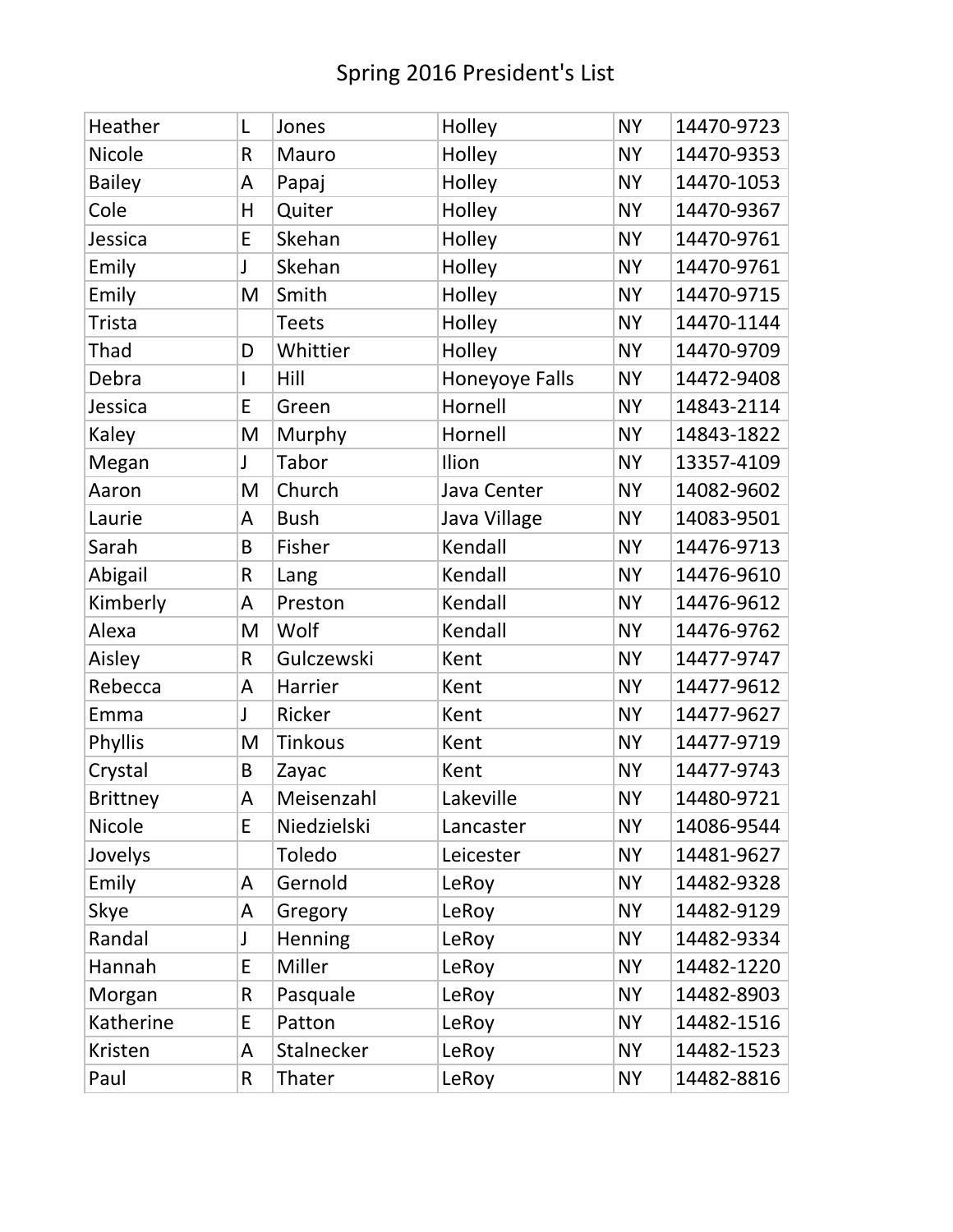# Spring 2016 President's List

| | | | | | |
|---|---|---|---|---|---|
| Heather | L | Jones | Holley | NY | 14470-9723 |
| Nicole | R | Mauro | Holley | NY | 14470-9353 |
| Bailey | A | Papaj | Holley | NY | 14470-1053 |
| Cole | H | Quiter | Holley | NY | 14470-9367 |
| Jessica | E | Skehan | Holley | NY | 14470-9761 |
| Emily | J | Skehan | Holley | NY | 14470-9761 |
| Emily | M | Smith | Holley | NY | 14470-9715 |
| Trista | | Teets | Holley | NY | 14470-1144 |
| Thad | D | Whittier | Holley | NY | 14470-9709 |
| Debra | I | Hill | Honeyoye Falls | NY | 14472-9408 |
| Jessica | E | Green | Hornell | NY | 14843-2114 |
| Kaley | M | Murphy | Hornell | NY | 14843-1822 |
| Megan | J | Tabor | Ilion | NY | 13357-4109 |
| Aaron | M | Church | Java Center | NY | 14082-9602 |
| Laurie | A | Bush | Java Village | NY | 14083-9501 |
| Sarah | B | Fisher | Kendall | NY | 14476-9713 |
| Abigail | R | Lang | Kendall | NY | 14476-9610 |
| Kimberly | A | Preston | Kendall | NY | 14476-9612 |
| Alexa | M | Wolf | Kendall | NY | 14476-9762 |
| Aisley | R | Gulczewski | Kent | NY | 14477-9747 |
| Rebecca | A | Harrier | Kent | NY | 14477-9612 |
| Emma | J | Ricker | Kent | NY | 14477-9627 |
| Phyllis | M | Tinkous | Kent | NY | 14477-9719 |
| Crystal | B | Zayac | Kent | NY | 14477-9743 |
| Brittney | A | Meisenzahl | Lakeville | NY | 14480-9721 |
| Nicole | E | Niedzielski | Lancaster | NY | 14086-9544 |
| Jovelys | | Toledo | Leicester | NY | 14481-9627 |
| Emily | A | Gernold | LeRoy | NY | 14482-9328 |
| Skye | A | Gregory | LeRoy | NY | 14482-9129 |
| Randal | J | Henning | LeRoy | NY | 14482-9334 |
| Hannah | E | Miller | LeRoy | NY | 14482-1220 |
| Morgan | R | Pasquale | LeRoy | NY | 14482-8903 |
| Katherine | E | Patton | LeRoy | NY | 14482-1516 |
| Kristen | A | Stalnecker | LeRoy | NY | 14482-1523 |
| Paul | R | Thater | LeRoy | NY | 14482-8816 |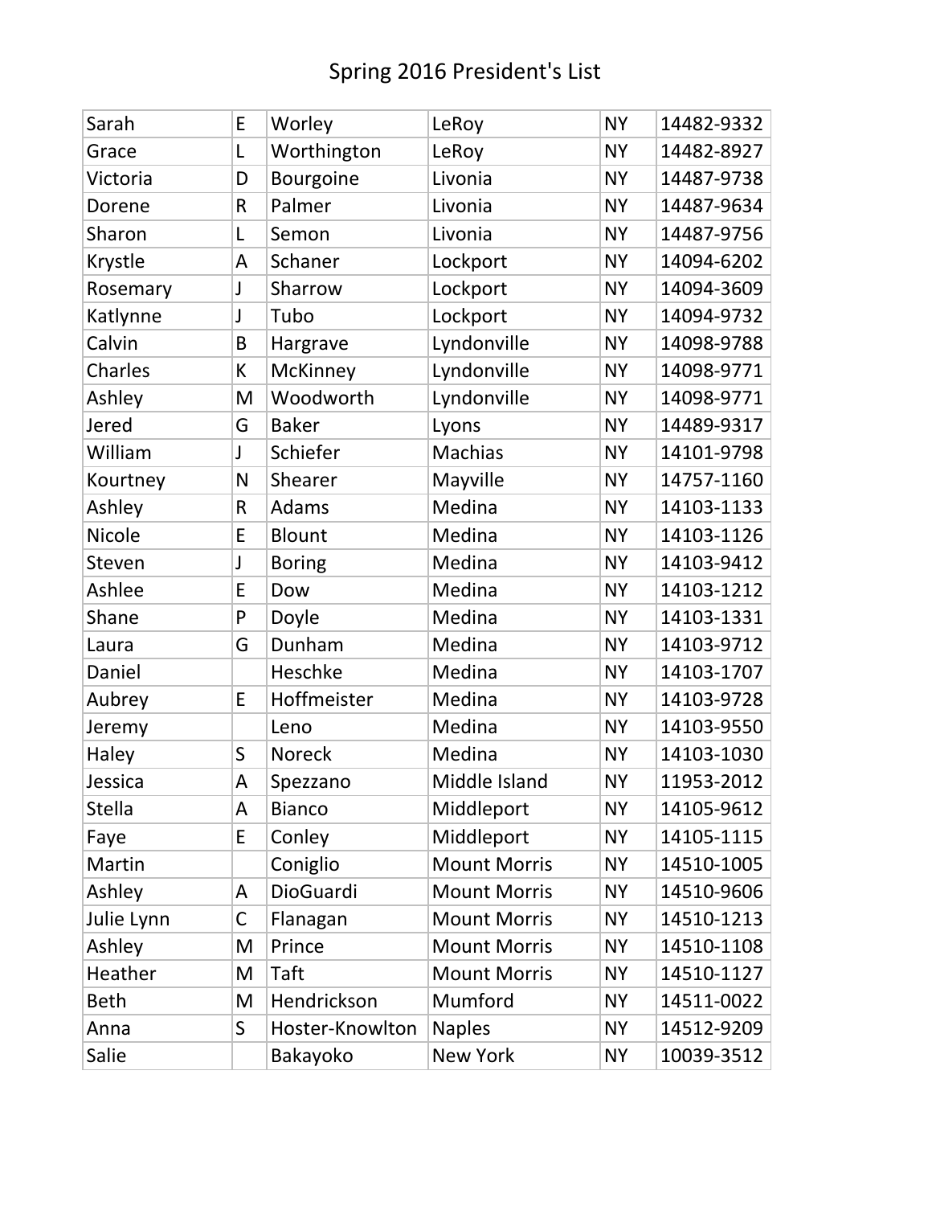# Spring 2016 President's List

| | | | | | |
|---|---|---|---|---|---|
| Sarah | E | Worley | LeRoy | NY | 14482-9332 |
| Grace | L | Worthington | LeRoy | NY | 14482-8927 |
| Victoria | D | Bourgoine | Livonia | NY | 14487-9738 |
| Dorene | R | Palmer | Livonia | NY | 14487-9634 |
| Sharon | L | Semon | Livonia | NY | 14487-9756 |
| Krystle | A | Schaner | Lockport | NY | 14094-6202 |
| Rosemary | J | Sharrow | Lockport | NY | 14094-3609 |
| Katlynne | J | Tubo | Lockport | NY | 14094-9732 |
| Calvin | B | Hargrave | Lyndonville | NY | 14098-9788 |
| Charles | K | McKinney | Lyndonville | NY | 14098-9771 |
| Ashley | M | Woodworth | Lyndonville | NY | 14098-9771 |
| Jered | G | Baker | Lyons | NY | 14489-9317 |
| William | J | Schiefer | Machias | NY | 14101-9798 |
| Kourtney | N | Shearer | Mayville | NY | 14757-1160 |
| Ashley | R | Adams | Medina | NY | 14103-1133 |
| Nicole | E | Blount | Medina | NY | 14103-1126 |
| Steven | J | Boring | Medina | NY | 14103-9412 |
| Ashlee | E | Dow | Medina | NY | 14103-1212 |
| Shane | P | Doyle | Medina | NY | 14103-1331 |
| Laura | G | Dunham | Medina | NY | 14103-9712 |
| Daniel | | Heschke | Medina | NY | 14103-1707 |
| Aubrey | E | Hoffmeister | Medina | NY | 14103-9728 |
| Jeremy | | Leno | Medina | NY | 14103-9550 |
| Haley | S | Noreck | Medina | NY | 14103-1030 |
| Jessica | A | Spezzano | Middle Island | NY | 11953-2012 |
| Stella | A | Bianco | Middleport | NY | 14105-9612 |
| Faye | E | Conley | Middleport | NY | 14105-1115 |
| Martin | | Coniglio | Mount Morris | NY | 14510-1005 |
| Ashley | A | DioGuardi | Mount Morris | NY | 14510-9606 |
| Julie Lynn | C | Flanagan | Mount Morris | NY | 14510-1213 |
| Ashley | M | Prince | Mount Morris | NY | 14510-1108 |
| Heather | M | Taft | Mount Morris | NY | 14510-1127 |
| Beth | M | Hendrickson | Mumford | NY | 14511-0022 |
| Anna | S | Hoster-Knowlton | Naples | NY | 14512-9209 |
| Salie | | Bakayoko | New York | NY | 10039-3512 |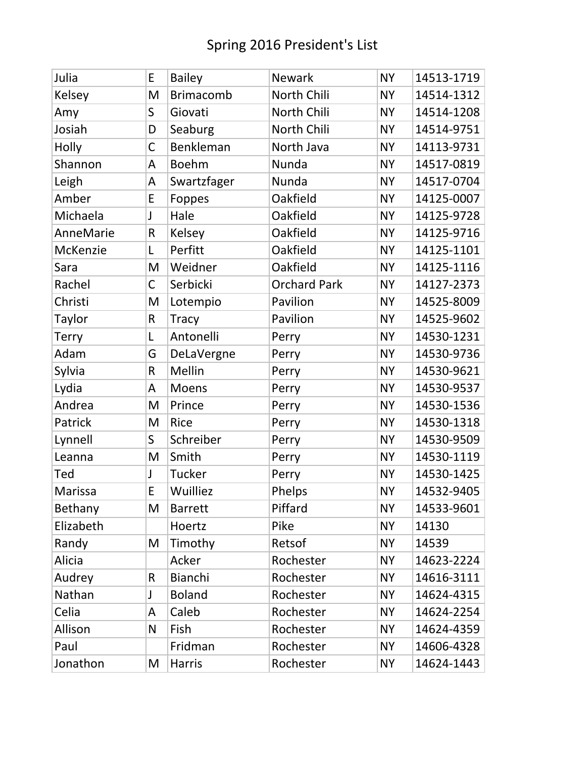# Spring 2016 President's List

| | | | | | |
|---|---|---|---|---|---|
| Julia | E | Bailey | Newark | NY | 14513-1719 |
| Kelsey | M | Brimacomb | North Chili | NY | 14514-1312 |
| Amy | S | Giovati | North Chili | NY | 14514-1208 |
| Josiah | D | Seaburg | North Chili | NY | 14514-9751 |
| Holly | C | Benkleman | North Java | NY | 14113-9731 |
| Shannon | A | Boehm | Nunda | NY | 14517-0819 |
| Leigh | A | Swartzfager | Nunda | NY | 14517-0704 |
| Amber | E | Foppes | Oakfield | NY | 14125-0007 |
| Michaela | J | Hale | Oakfield | NY | 14125-9728 |
| AnneMarie | R | Kelsey | Oakfield | NY | 14125-9716 |
| McKenzie | L | Perfitt | Oakfield | NY | 14125-1101 |
| Sara | M | Weidner | Oakfield | NY | 14125-1116 |
| Rachel | C | Serbicki | Orchard Park | NY | 14127-2373 |
| Christi | M | Lotempio | Pavilion | NY | 14525-8009 |
| Taylor | R | Tracy | Pavilion | NY | 14525-9602 |
| Terry | L | Antonelli | Perry | NY | 14530-1231 |
| Adam | G | DeLaVergne | Perry | NY | 14530-9736 |
| Sylvia | R | Mellin | Perry | NY | 14530-9621 |
| Lydia | A | Moens | Perry | NY | 14530-9537 |
| Andrea | M | Prince | Perry | NY | 14530-1536 |
| Patrick | M | Rice | Perry | NY | 14530-1318 |
| Lynnell | S | Schreiber | Perry | NY | 14530-9509 |
| Leanna | M | Smith | Perry | NY | 14530-1119 |
| Ted | J | Tucker | Perry | NY | 14530-1425 |
| Marissa | E | Wuilliez | Phelps | NY | 14532-9405 |
| Bethany | M | Barrett | Piffard | NY | 14533-9601 |
| Elizabeth | | Hoertz | Pike | NY | 14130 |
| Randy | M | Timothy | Retsof | NY | 14539 |
| Alicia | | Acker | Rochester | NY | 14623-2224 |
| Audrey | R | Bianchi | Rochester | NY | 14616-3111 |
| Nathan | J | Boland | Rochester | NY | 14624-4315 |
| Celia | A | Caleb | Rochester | NY | 14624-2254 |
| Allison | N | Fish | Rochester | NY | 14624-4359 |
| Paul | | Fridman | Rochester | NY | 14606-4328 |
| Jonathon | M | Harris | Rochester | NY | 14624-1443 |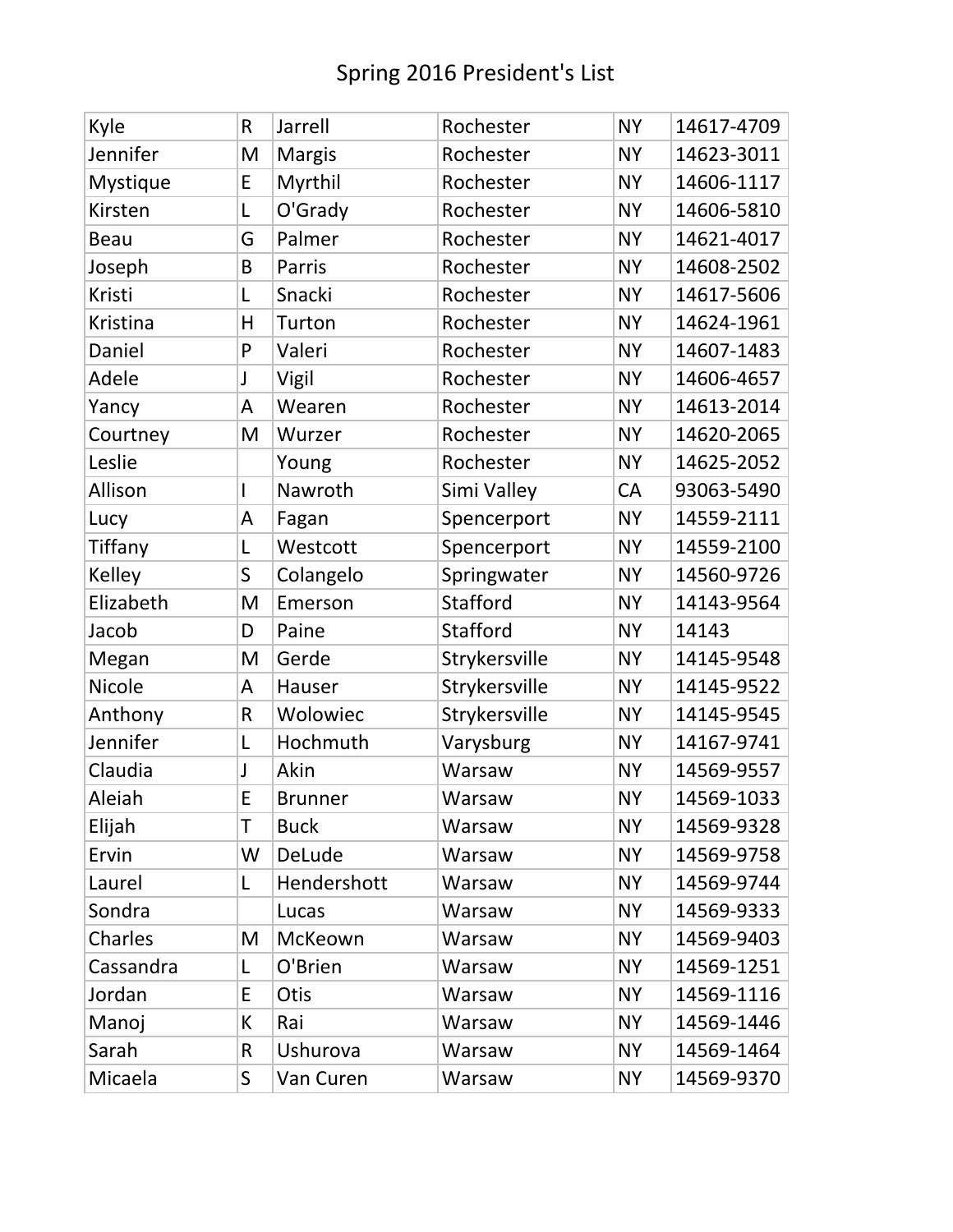# Spring 2016 President's List

| | | | | | |
|---|---|---|---|---|---|
| Kyle | R | Jarrell | Rochester | NY | 14617-4709 |
| Jennifer | M | Margis | Rochester | NY | 14623-3011 |
| Mystique | E | Myrthil | Rochester | NY | 14606-1117 |
| Kirsten | L | O'Grady | Rochester | NY | 14606-5810 |
| Beau | G | Palmer | Rochester | NY | 14621-4017 |
| Joseph | B | Parris | Rochester | NY | 14608-2502 |
| Kristi | L | Snacki | Rochester | NY | 14617-5606 |
| Kristina | H | Turton | Rochester | NY | 14624-1961 |
| Daniel | P | Valeri | Rochester | NY | 14607-1483 |
| Adele | J | Vigil | Rochester | NY | 14606-4657 |
| Yancy | A | Wearen | Rochester | NY | 14613-2014 |
| Courtney | M | Wurzer | Rochester | NY | 14620-2065 |
| Leslie | | Young | Rochester | NY | 14625-2052 |
| Allison | I | Nawroth | Simi Valley | CA | 93063-5490 |
| Lucy | A | Fagan | Spencerport | NY | 14559-2111 |
| Tiffany | L | Westcott | Spencerport | NY | 14559-2100 |
| Kelley | S | Colangelo | Springwater | NY | 14560-9726 |
| Elizabeth | M | Emerson | Stafford | NY | 14143-9564 |
| Jacob | D | Paine | Stafford | NY | 14143 |
| Megan | M | Gerde | Strykersville | NY | 14145-9548 |
| Nicole | A | Hauser | Strykersville | NY | 14145-9522 |
| Anthony | R | Wolowiec | Strykersville | NY | 14145-9545 |
| Jennifer | L | Hochmuth | Varysburg | NY | 14167-9741 |
| Claudia | J | Akin | Warsaw | NY | 14569-9557 |
| Aleiah | E | Brunner | Warsaw | NY | 14569-1033 |
| Elijah | T | Buck | Warsaw | NY | 14569-9328 |
| Ervin | W | DeLude | Warsaw | NY | 14569-9758 |
| Laurel | L | Hendershott | Warsaw | NY | 14569-9744 |
| Sondra | | Lucas | Warsaw | NY | 14569-9333 |
| Charles | M | McKeown | Warsaw | NY | 14569-9403 |
| Cassandra | L | O'Brien | Warsaw | NY | 14569-1251 |
| Jordan | E | Otis | Warsaw | NY | 14569-1116 |
| Manoj | K | Rai | Warsaw | NY | 14569-1446 |
| Sarah | R | Ushurova | Warsaw | NY | 14569-1464 |
| Micaela | S | Van Curen | Warsaw | NY | 14569-9370 |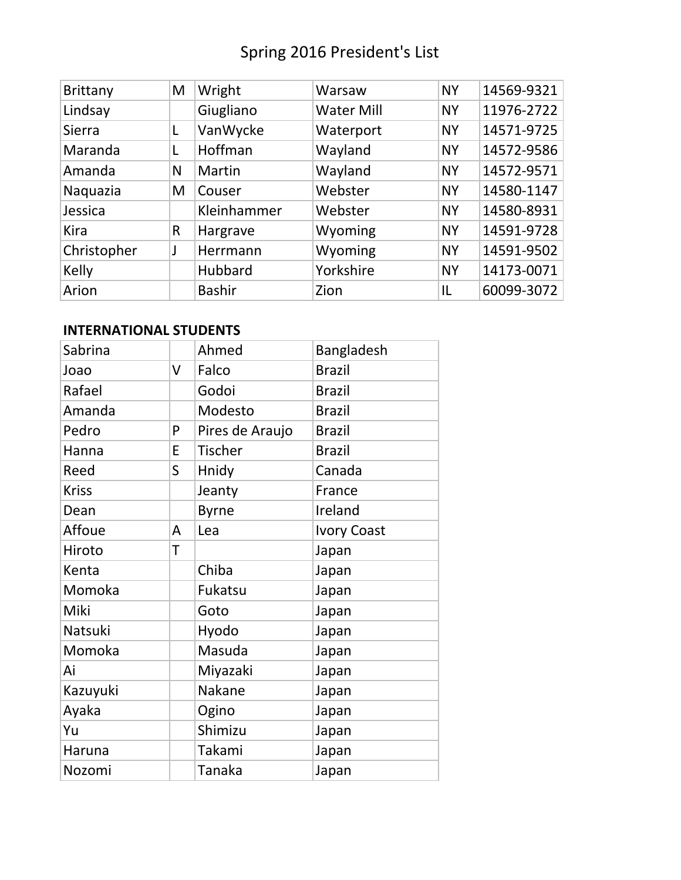# Spring 2016 President's List

| | | | | | |
|---|---|---|---|---|---|
| Brittany | M | Wright | Warsaw | NY | 14569-9321 |
| Lindsay | | Giugliano | Water Mill | NY | 11976-2722 |
| Sierra | L | VanWycke | Waterport | NY | 14571-9725 |
| Maranda | L | Hoffman | Wayland | NY | 14572-9586 |
| Amanda | N | Martin | Wayland | NY | 14572-9571 |
| Naquazia | M | Couser | Webster | NY | 14580-1147 |
| Jessica | | Kleinhammer | Webster | NY | 14580-8931 |
| Kira | R | Hargrave | Wyoming | NY | 14591-9728 |
| Christopher | J | Herrmann | Wyoming | NY | 14591-9502 |
| Kelly | | Hubbard | Yorkshire | NY | 14173-0071 |
| Arion | | Bashir | Zion | IL | 60099-3072 |

**INTERNATIONAL STUDENTS**

| | | | |
|---|---|---|---|
| Sabrina | | Ahmed | Bangladesh |
| Joao | V | Falco | Brazil |
| Rafael | | Godoi | Brazil |
| Amanda | | Modesto | Brazil |
| Pedro | P | Pires de Araujo | Brazil |
| Hanna | E | Tischer | Brazil |
| Reed | S | Hnidy | Canada |
| Kriss | | Jeanty | France |
| Dean | | Byrne | Ireland |
| Affoue | A | Lea | Ivory Coast |
| Hiroto | T | | Japan |
| Kenta | | Chiba | Japan |
| Momoka | | Fukatsu | Japan |
| Miki | | Goto | Japan |
| Natsuki | | Hyodo | Japan |
| Momoka | | Masuda | Japan |
| Ai | | Miyazaki | Japan |
| Kazuyuki | | Nakane | Japan |
| Ayaka | | Ogino | Japan |
| Yu | | Shimizu | Japan |
| Haruna | | Takami | Japan |
| Nozomi | | Tanaka | Japan |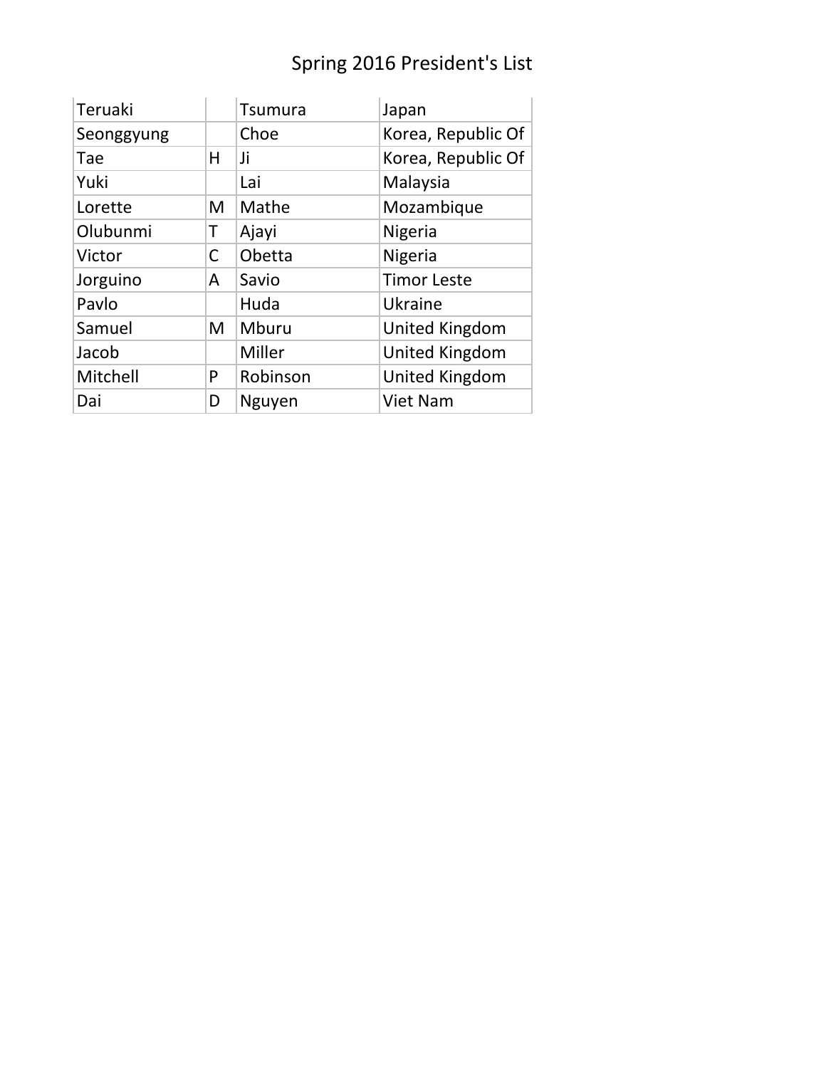# Spring 2016 President's List

| | | | |
|---|---|---|---|
| Teruaki | | Tsumura | Japan |
| Seonggyung | | Choe | Korea, Republic Of |
| Tae | H | Ji | Korea, Republic Of |
| Yuki | | Lai | Malaysia |
| Lorette | M | Mathe | Mozambique |
| Olubunmi | T | Ajayi | Nigeria |
| Victor | C | Obetta | Nigeria |
| Jorguino | A | Savio | Timor Leste |
| Pavlo | | Huda | Ukraine |
| Samuel | M | Mburu | United Kingdom |
| Jacob | | Miller | United Kingdom |
| Mitchell | P | Robinson | United Kingdom |
| Dai | D | Nguyen | Viet Nam |